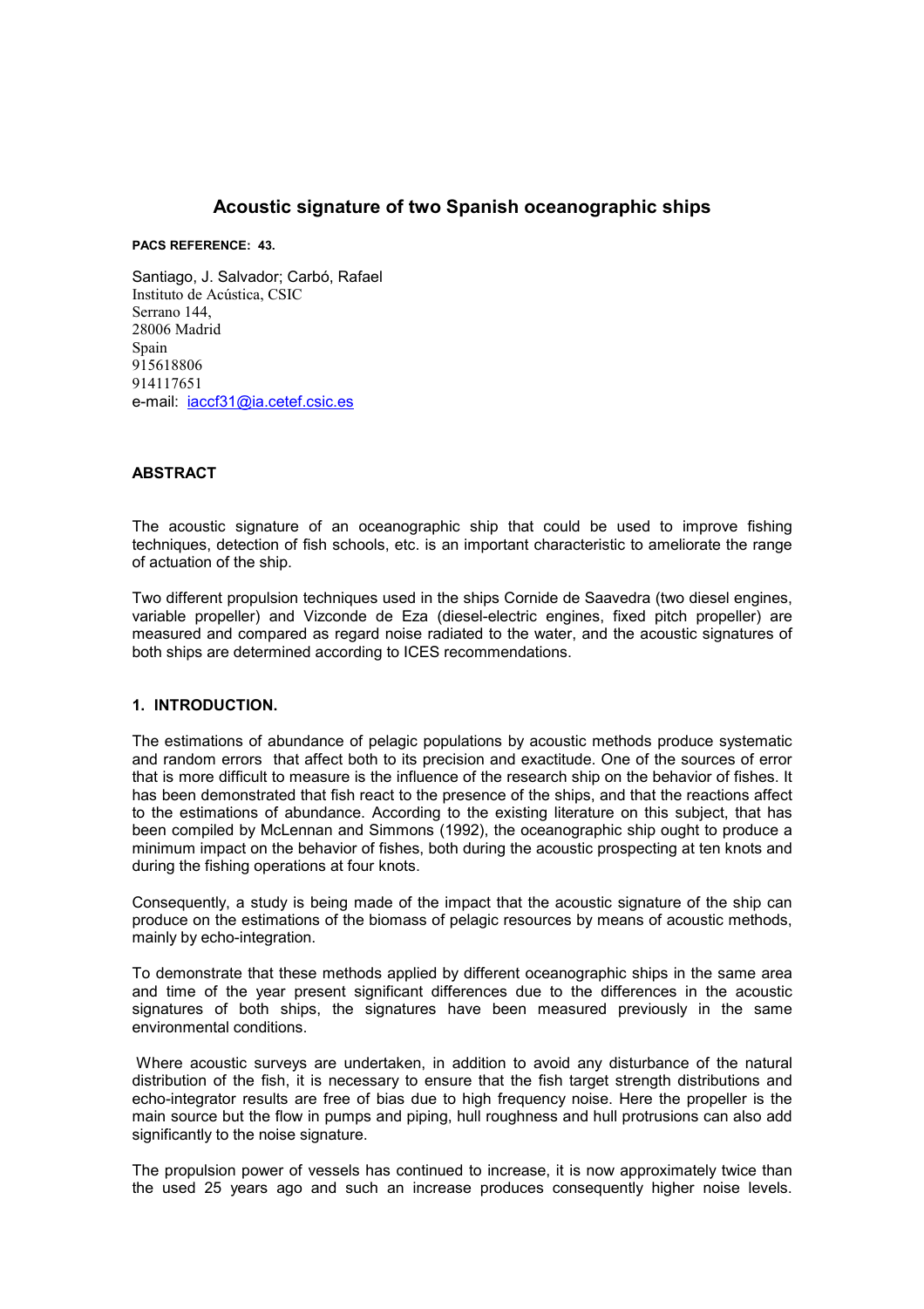# Acoustic signature of two Spanish oceanographic ships

**PACS REFERENCE: 43.**

Santiago, J. Salvador; Carbó, Rafael
Instituto de Acústica, CSIC
Serrano 144,
28006 Madrid
Spain
915618806
914117651
e-mail: iaccf31@ia.cetef.csic.es

## ABSTRACT

The acoustic signature of an oceanographic ship that could be used to improve fishing techniques, detection of fish schools, etc. is an important characteristic to ameliorate the range of actuation of the ship.

Two different propulsion techniques used in the ships Cornide de Saavedra (two diesel engines, variable propeller) and Vizconde de Eza (diesel-electric engines, fixed pitch propeller) are measured and compared as regard noise radiated to the water, and the acoustic signatures of both ships are determined according to ICES recommendations.

## 1. INTRODUCTION.

The estimations of abundance of pelagic populations by acoustic methods produce systematic and random errors that affect both to its precision and exactitude. One of the sources of error that is more difficult to measure is the influence of the research ship on the behavior of fishes. It has been demonstrated that fish react to the presence of the ships, and that the reactions affect to the estimations of abundance. According to the existing literature on this subject, that has been compiled by McLennan and Simmons (1992), the oceanographic ship ought to produce a minimum impact on the behavior of fishes, both during the acoustic prospecting at ten knots and during the fishing operations at four knots.

Consequently, a study is being made of the impact that the acoustic signature of the ship can produce on the estimations of the biomass of pelagic resources by means of acoustic methods, mainly by echo-integration.

To demonstrate that these methods applied by different oceanographic ships in the same area and time of the year present significant differences due to the differences in the acoustic signatures of both ships, the signatures have been measured previously in the same environmental conditions.

Where acoustic surveys are undertaken, in addition to avoid any disturbance of the natural distribution of the fish, it is necessary to ensure that the fish target strength distributions and echo-integrator results are free of bias due to high frequency noise. Here the propeller is the main source but the flow in pumps and piping, hull roughness and hull protrusions can also add significantly to the noise signature.

The propulsion power of vessels has continued to increase, it is now approximately twice than the used 25 years ago and such an increase produces consequently higher noise levels.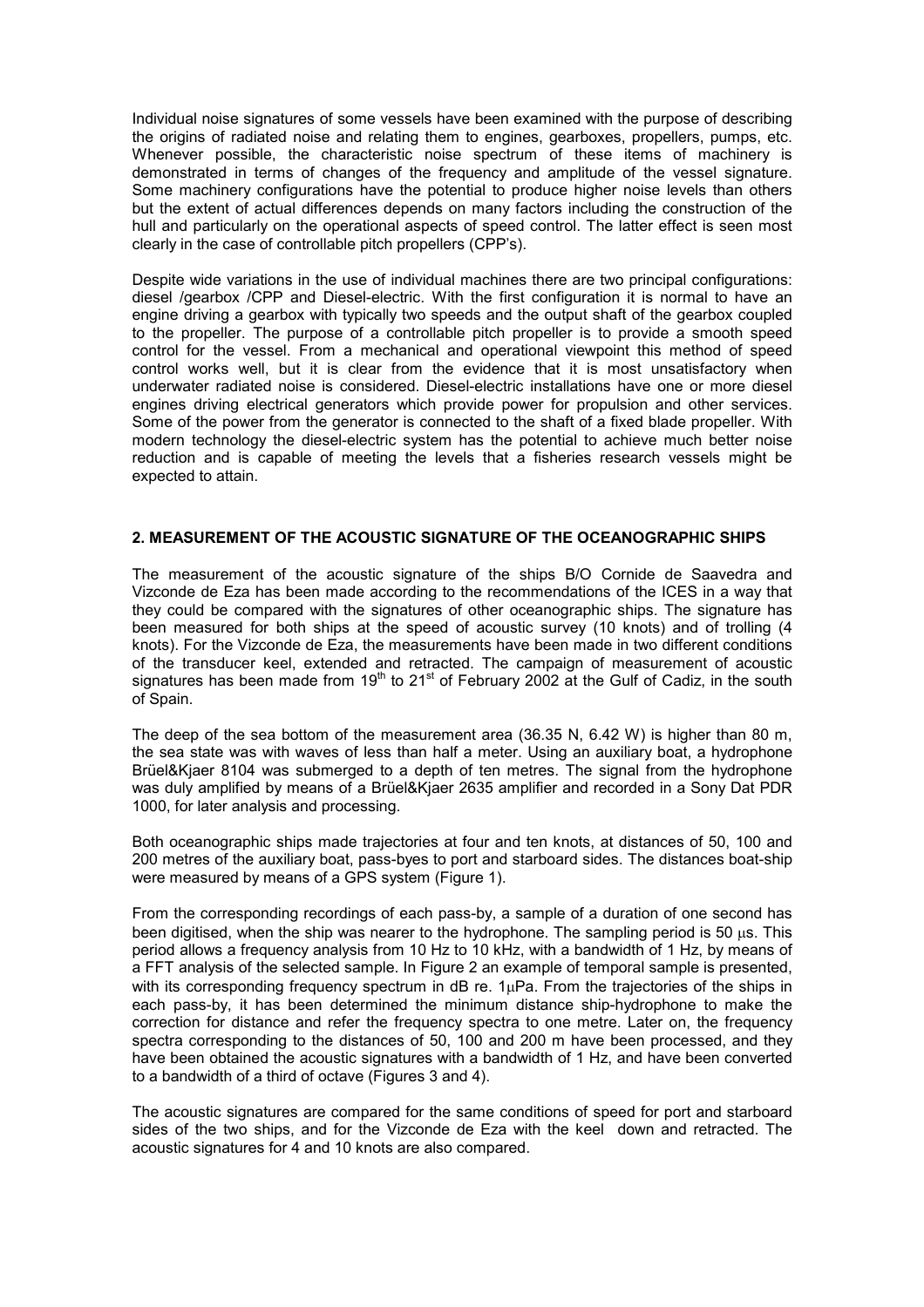Individual noise signatures of some vessels have been examined with the purpose of describing the origins of radiated noise and relating them to engines, gearboxes, propellers, pumps, etc. Whenever possible, the characteristic noise spectrum of these items of machinery is demonstrated in terms of changes of the frequency and amplitude of the vessel signature. Some machinery configurations have the potential to produce higher noise levels than others but the extent of actual differences depends on many factors including the construction of the hull and particularly on the operational aspects of speed control. The latter effect is seen most clearly in the case of controllable pitch propellers (CPP's).

Despite wide variations in the use of individual machines there are two principal configurations: diesel /gearbox /CPP and Diesel-electric. With the first configuration it is normal to have an engine driving a gearbox with typically two speeds and the output shaft of the gearbox coupled to the propeller. The purpose of a controllable pitch propeller is to provide a smooth speed control for the vessel. From a mechanical and operational viewpoint this method of speed control works well, but it is clear from the evidence that it is most unsatisfactory when underwater radiated noise is considered. Diesel-electric installations have one or more diesel engines driving electrical generators which provide power for propulsion and other services. Some of the power from the generator is connected to the shaft of a fixed blade propeller. With modern technology the diesel-electric system has the potential to achieve much better noise reduction and is capable of meeting the levels that a fisheries research vessels might be expected to attain.

## 2. MEASUREMENT OF THE ACOUSTIC SIGNATURE OF THE OCEANOGRAPHIC SHIPS

The measurement of the acoustic signature of the ships B/O Cornide de Saavedra and Vizconde de Eza has been made according to the recommendations of the ICES in a way that they could be compared with the signatures of other oceanographic ships. The signature has been measured for both ships at the speed of acoustic survey (10 knots) and of trolling (4 knots). For the Vizconde de Eza, the measurements have been made in two different conditions of the transducer keel, extended and retracted. The campaign of measurement of acoustic signatures has been made from 19th to 21st of February 2002 at the Gulf of Cadiz, in the south of Spain.

The deep of the sea bottom of the measurement area (36.35 N, 6.42 W) is higher than 80 m, the sea state was with waves of less than half a meter. Using an auxiliary boat, a hydrophone Brüel&Kjaer 8104 was submerged to a depth of ten metres. The signal from the hydrophone was duly amplified by means of a Brüel&Kjaer 2635 amplifier and recorded in a Sony Dat PDR 1000, for later analysis and processing.

Both oceanographic ships made trajectories at four and ten knots, at distances of 50, 100 and 200 metres of the auxiliary boat, pass-byes to port and starboard sides. The distances boat-ship were measured by means of a GPS system (Figure 1).

From the corresponding recordings of each pass-by, a sample of a duration of one second has been digitised, when the ship was nearer to the hydrophone. The sampling period is 50 $\mu$s. This period allows a frequency analysis from 10 Hz to 10 kHz, with a bandwidth of 1 Hz, by means of a FFT analysis of the selected sample. In Figure 2 an example of temporal sample is presented, with its corresponding frequency spectrum in dB re. 1$\mu$Pa. From the trajectories of the ships in each pass-by, it has been determined the minimum distance ship-hydrophone to make the correction for distance and refer the frequency spectra to one metre. Later on, the frequency spectra corresponding to the distances of 50, 100 and 200 m have been processed, and they have been obtained the acoustic signatures with a bandwidth of 1 Hz, and have been converted to a bandwidth of a third of octave (Figures 3 and 4).

The acoustic signatures are compared for the same conditions of speed for port and starboard sides of the two ships, and for the Vizconde de Eza with the keel down and retracted. The acoustic signatures for 4 and 10 knots are also compared.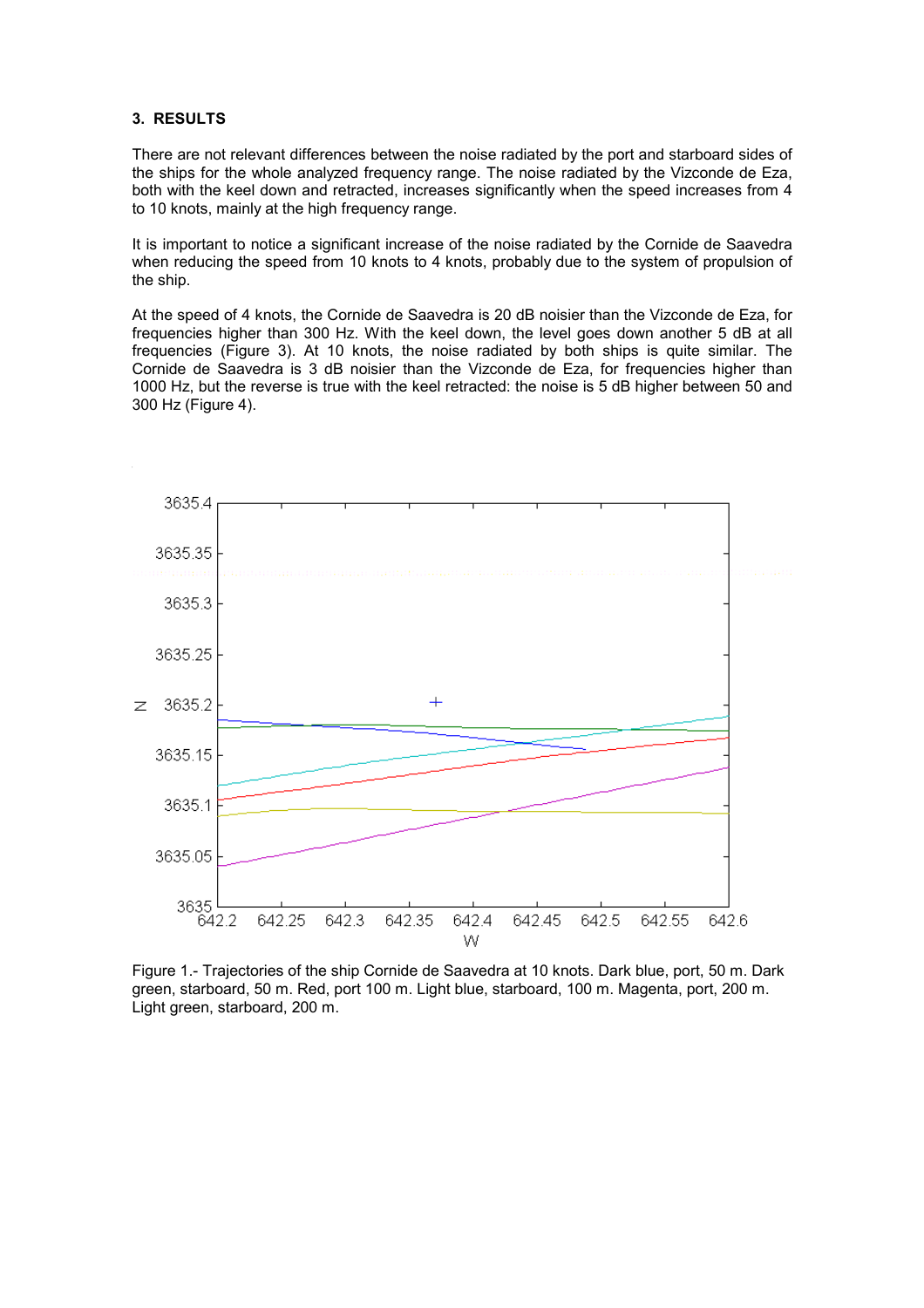### 3. RESULTS

There are not relevant differences between the noise radiated by the port and starboard sides of the ships for the whole analyzed frequency range. The noise radiated by the Vizconde de Eza, both with the keel down and retracted, increases significantly when the speed increases from 4 to 10 knots, mainly at the high frequency range.

It is important to notice a significant increase of the noise radiated by the Cornide de Saavedra when reducing the speed from 10 knots to 4 knots, probably due to the system of propulsion of the ship.

At the speed of 4 knots, the Cornide de Saavedra is 20 dB noisier than the Vizconde de Eza, for frequencies higher than 300 Hz. With the keel down, the level goes down another 5 dB at all frequencies (Figure 3). At 10 knots, the noise radiated by both ships is quite similar. The Cornide de Saavedra is 3 dB noisier than the Vizconde de Eza, for frequencies higher than 1000 Hz, but the reverse is true with the keel retracted: the noise is 5 dB higher between 50 and 300 Hz (Figure 4).

Figure 1.- Trajectories of the ship Cornide de Saavedra at 10 knots. Dark blue, port, 50 m. Dark green, starboard, 50 m. Red, port 100 m. Light blue, starboard, 100 m. Magenta, port, 200 m. Light green, starboard, 200 m.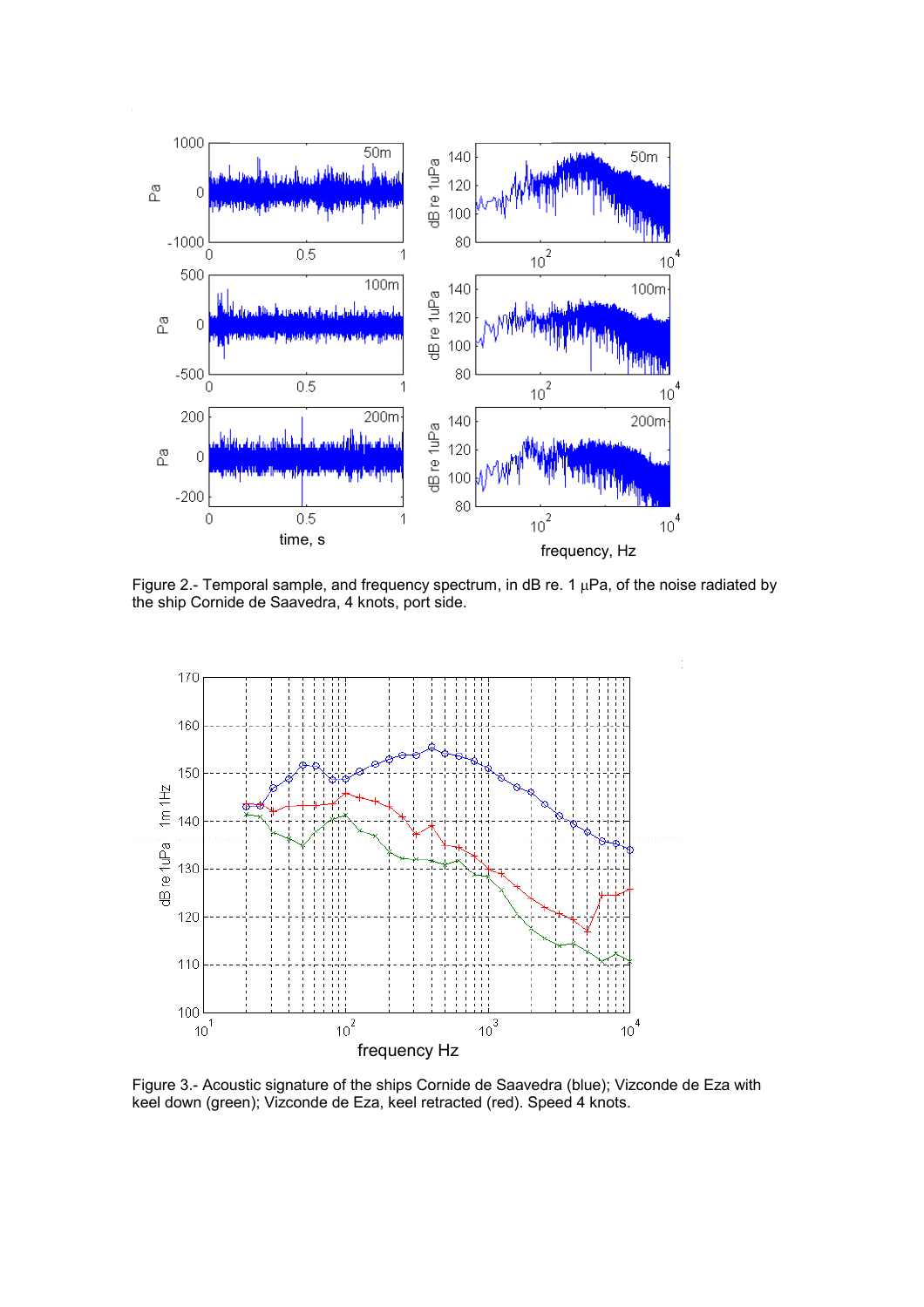Figure 2.- Temporal sample, and frequency spectrum, in dB re. 1 μPa, of the noise radiated by the ship Cornide de Saavedra, 4 knots, port side.

Figure 3.- Acoustic signature of the ships Cornide de Saavedra (blue); Vizconde de Eza with keel down (green); Vizconde de Eza, keel retracted (red). Speed 4 knots.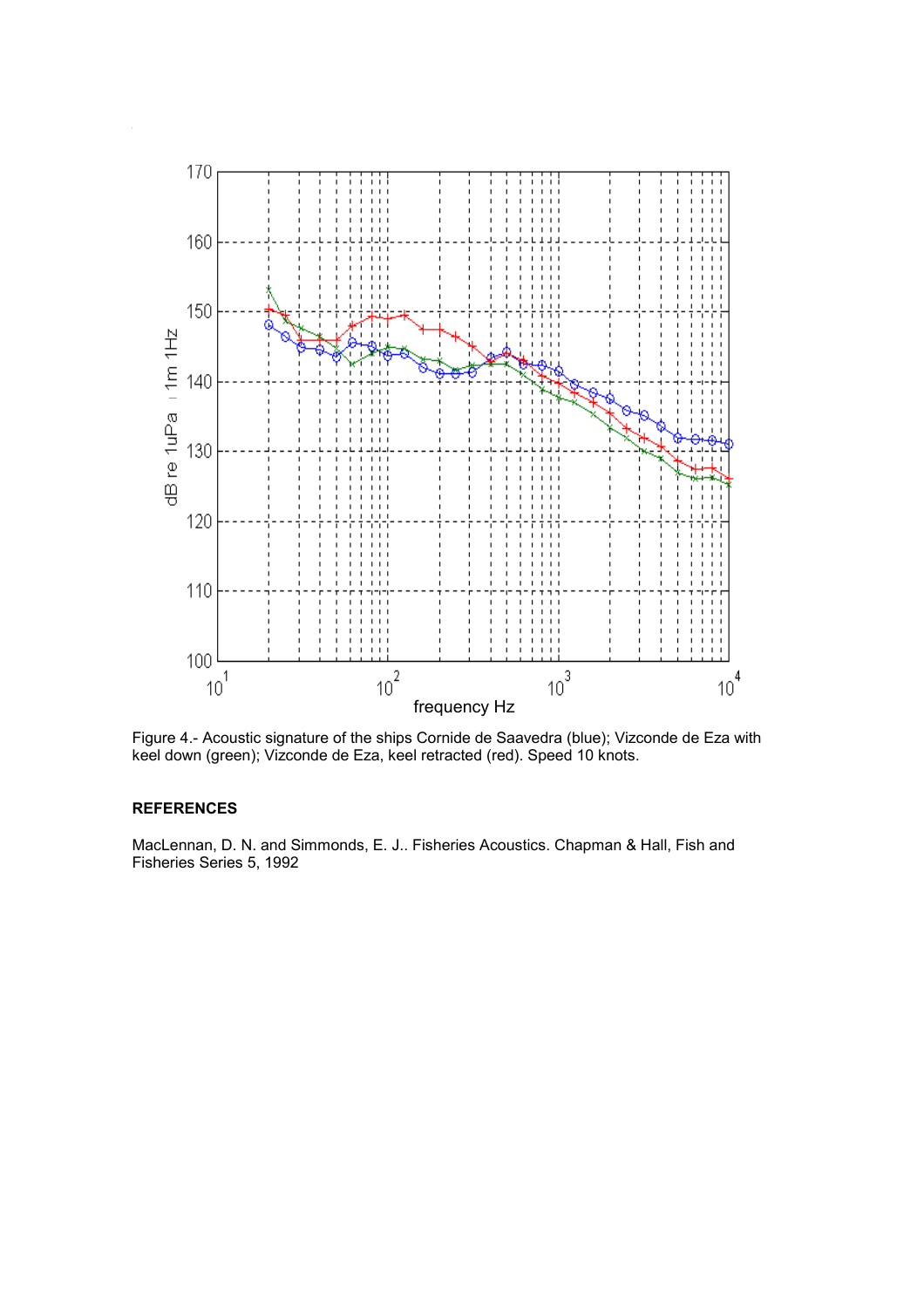170

160

150

140

130

120

110

100

dB re 1uPa 1m 1Hz

$10^1$ $10^2$ $10^3$ $10^4$

frequency Hz

Figure 4.- Acoustic signature of the ships Cornide de Saavedra (blue); Vizconde de Eza with keel down (green); Vizconde de Eza, keel retracted (red). Speed 10 knots.

**REFERENCES**

MacLennan, D. N. and Simmonds, E. J.. Fisheries Acoustics. Chapman & Hall, Fish and Fisheries Series 5, 1992